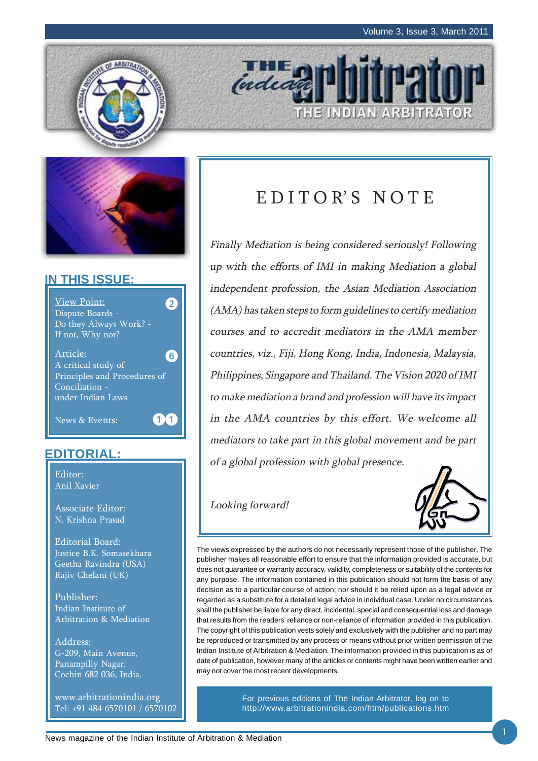# The Indian Arbitrator

## IN THIS ISSUE:

View Point: 2
Dispute Boards - Do they Always Work? - If not, Why not?

Article: 6
A critical study of Principles and Procedures of Conciliation - under Indian Laws

News & Events: 11

## EDITORIAL:

Editor:
Anil Xavier

Associate Editor:
N. Krishna Prasad

Editorial Board:
Justice B.K. Somasekhara
Geetha Ravindra (USA)
Rajiv Chelani (UK)

Publisher:
Indian Institute of Arbitration & Mediation

Address:
G-209, Main Avenue,
Panampilly Nagar,
Cochin 682 036, India.

www.arbitrationindia.org
Tel: +91 484 6570101 / 6570102

## EDITOR'S NOTE

*Finally Mediation is being considered seriously! Following up with the efforts of IMI in making Mediation a global independent profession, the Asian Mediation Association (AMA) has taken steps to form guidelines to certify mediation courses and to accredit mediators in the AMA member countries, viz., Fiji, Hong Kong, India, Indonesia, Malaysia, Philippines, Singapore and Thailand. The Vision 2020 of IMI to make mediation a brand and profession will have its impact in the AMA countries by this effort. We welcome all mediators to take part in this global movement and be part of a global profession with global presence.*

*Looking forward!*

The views expressed by the authors do not necessarily represent those of the publisher. The publisher makes all reasonable effort to ensure that the information provided is accurate, but does not guarantee or warranty accuracy, validity, completeness or suitability of the contents for any purpose. The information contained in this publication should not form the basis of any decision as to a particular course of action; nor should it be relied upon as a legal advice or regarded as a substitute for a detailed legal advice in individual case. Under no circumstances shall the publisher be liable for any direct, incidental, special and consequential loss and damage that results from the readers' reliance or non-reliance of information provided in this publication. The copyright of this publication vests solely and exclusively with the publisher and no part may be reproduced or transmitted by any process or means without prior written permission of the Indian Institute of Arbitration & Mediation. The information provided in this publication is as of date of publication, however many of the articles or contents might have been written earlier and may not cover the most recent developments.

For previous editions of The Indian Arbitrator, log on to http://www.arbitrationindia.com/htm/publications.htm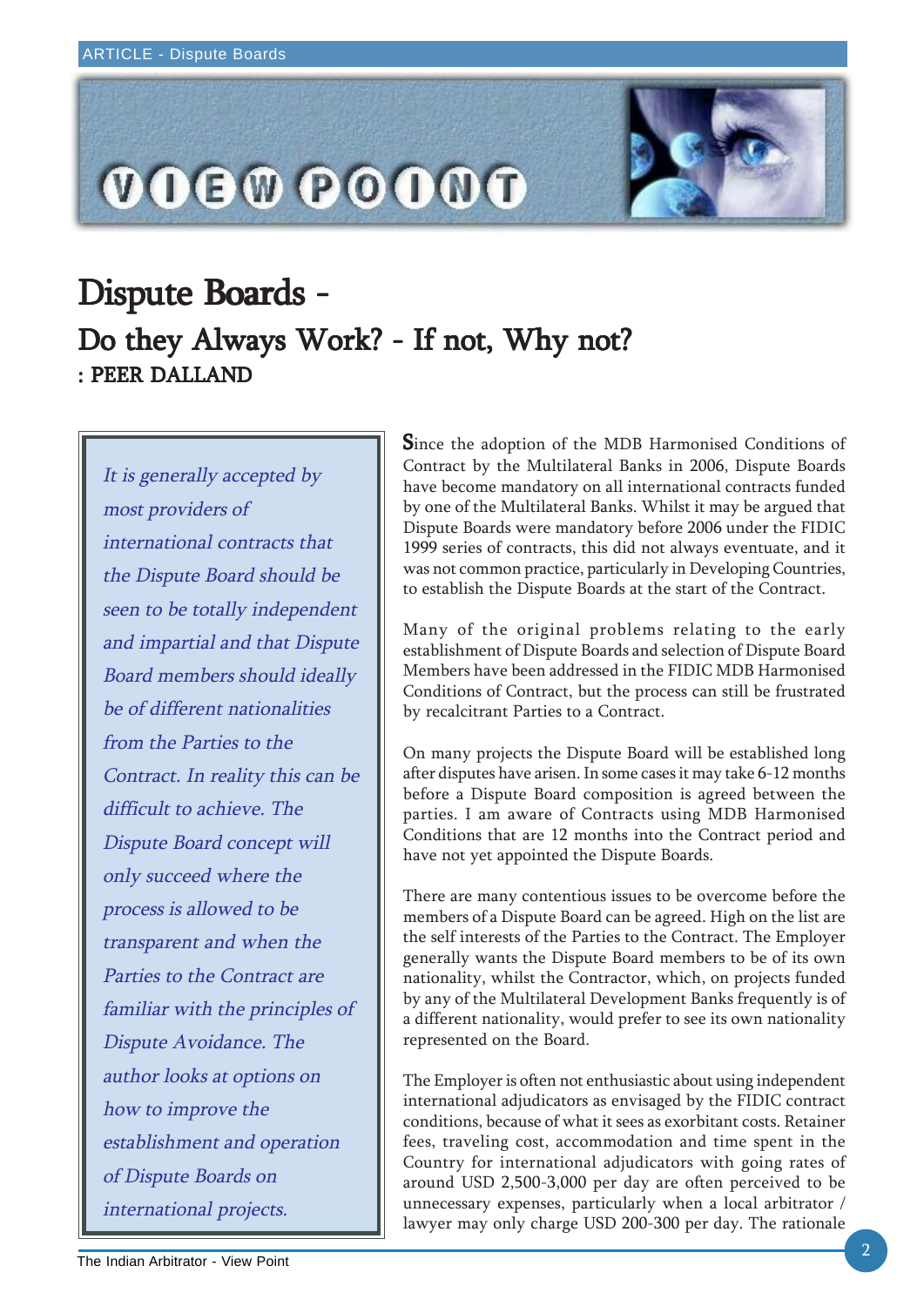# Dispute Boards -

## Do they Always Work? - If not, Why not?

**: PEER DALLAND**

*It is generally accepted by most providers of international contracts that the Dispute Board should be seen to be totally independent and impartial and that Dispute Board members should ideally be of different nationalities from the Parties to the Contract. In reality this can be difficult to achieve. The Dispute Board concept will only succeed where the process is allowed to be transparent and when the Parties to the Contract are familiar with the principles of Dispute Avoidance. The author looks at options on how to improve the establishment and operation of Dispute Boards on international projects.*

Since the adoption of the MDB Harmonised Conditions of Contract by the Multilateral Banks in 2006, Dispute Boards have become mandatory on all international contracts funded by one of the Multilateral Banks. Whilst it may be argued that Dispute Boards were mandatory before 2006 under the FIDIC 1999 series of contracts, this did not always eventuate, and it was not common practice, particularly in Developing Countries, to establish the Dispute Boards at the start of the Contract.

Many of the original problems relating to the early establishment of Dispute Boards and selection of Dispute Board Members have been addressed in the FIDIC MDB Harmonised Conditions of Contract, but the process can still be frustrated by recalcitrant Parties to a Contract.

On many projects the Dispute Board will be established long after disputes have arisen. In some cases it may take 6-12 months before a Dispute Board composition is agreed between the parties. I am aware of Contracts using MDB Harmonised Conditions that are 12 months into the Contract period and have not yet appointed the Dispute Boards.

There are many contentious issues to be overcome before the members of a Dispute Board can be agreed. High on the list are the self interests of the Parties to the Contract. The Employer generally wants the Dispute Board members to be of its own nationality, whilst the Contractor, which, on projects funded by any of the Multilateral Development Banks frequently is of a different nationality, would prefer to see its own nationality represented on the Board.

The Employer is often not enthusiastic about using independent international adjudicators as envisaged by the FIDIC contract conditions, because of what it sees as exorbitant costs. Retainer fees, traveling cost, accommodation and time spent in the Country for international adjudicators with going rates of around USD 2,500-3,000 per day are often perceived to be unnecessary expenses, particularly when a local arbitrator / lawyer may only charge USD 200-300 per day. The rationale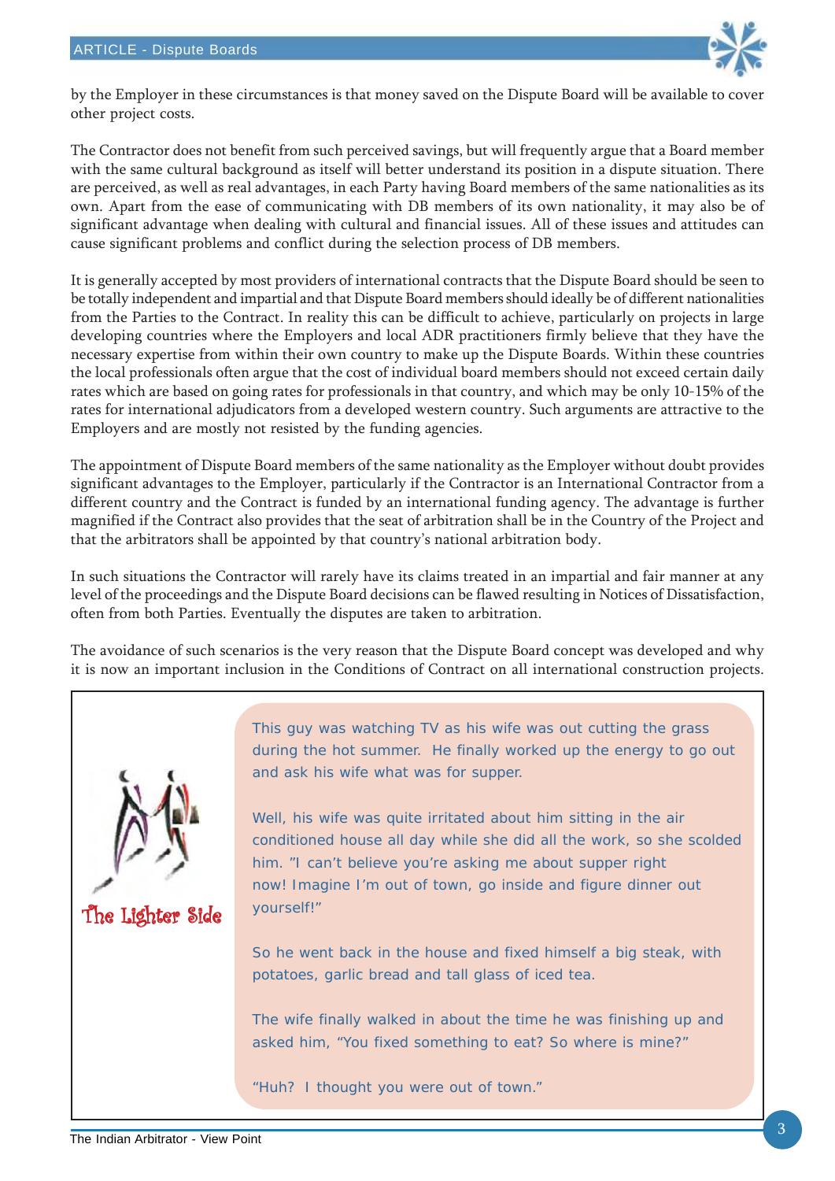by the Employer in these circumstances is that money saved on the Dispute Board will be available to cover other project costs.

The Contractor does not benefit from such perceived savings, but will frequently argue that a Board member with the same cultural background as itself will better understand its position in a dispute situation. There are perceived, as well as real advantages, in each Party having Board members of the same nationalities as its own. Apart from the ease of communicating with DB members of its own nationality, it may also be of significant advantage when dealing with cultural and financial issues. All of these issues and attitudes can cause significant problems and conflict during the selection process of DB members.

It is generally accepted by most providers of international contracts that the Dispute Board should be seen to be totally independent and impartial and that Dispute Board members should ideally be of different nationalities from the Parties to the Contract. In reality this can be difficult to achieve, particularly on projects in large developing countries where the Employers and local ADR practitioners firmly believe that they have the necessary expertise from within their own country to make up the Dispute Boards. Within these countries the local professionals often argue that the cost of individual board members should not exceed certain daily rates which are based on going rates for professionals in that country, and which may be only 10-15% of the rates for international adjudicators from a developed western country. Such arguments are attractive to the Employers and are mostly not resisted by the funding agencies.

The appointment of Dispute Board members of the same nationality as the Employer without doubt provides significant advantages to the Employer, particularly if the Contractor is an International Contractor from a different country and the Contract is funded by an international funding agency. The advantage is further magnified if the Contract also provides that the seat of arbitration shall be in the Country of the Project and that the arbitrators shall be appointed by that country's national arbitration body.

In such situations the Contractor will rarely have its claims treated in an impartial and fair manner at any level of the proceedings and the Dispute Board decisions can be flawed resulting in Notices of Dissatisfaction, often from both Parties. Eventually the disputes are taken to arbitration.

The avoidance of such scenarios is the very reason that the Dispute Board concept was developed and why it is now an important inclusion in the Conditions of Contract on all international construction projects.

**The Lighter Side**

This guy was watching TV as his wife was out cutting the grass during the hot summer. He finally worked up the energy to go out and ask his wife what was for supper.

Well, his wife was quite irritated about him sitting in the air conditioned house all day while she did all the work, so she scolded him. "I can't believe you're asking me about supper right now! Imagine I'm out of town, go inside and figure dinner out yourself!"

So he went back in the house and fixed himself a big steak, with potatoes, garlic bread and tall glass of iced tea.

The wife finally walked in about the time he was finishing up and asked him, "You fixed something to eat? So where is mine?"

"Huh? I thought you were out of town."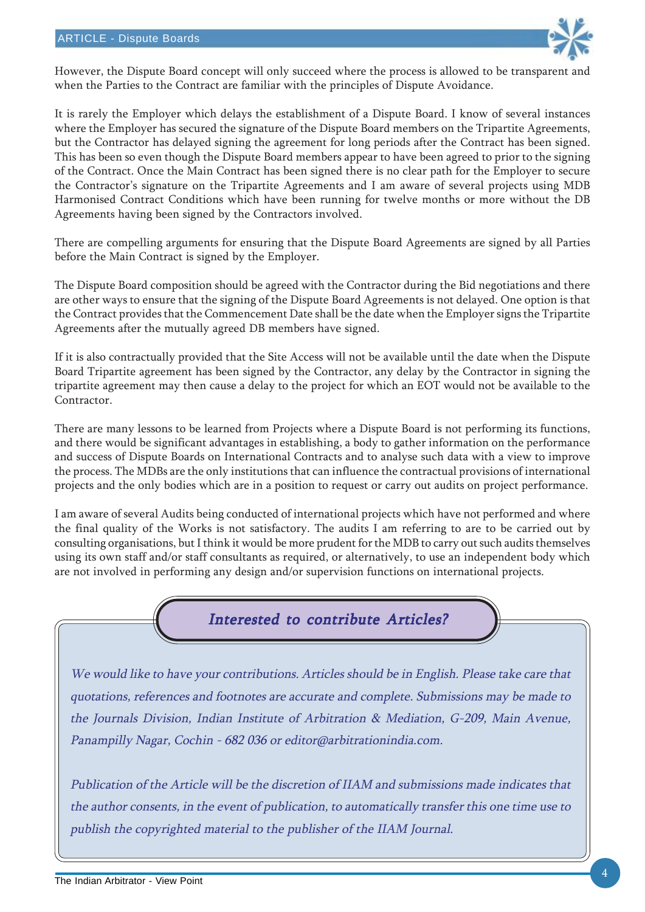However, the Dispute Board concept will only succeed where the process is allowed to be transparent and when the Parties to the Contract are familiar with the principles of Dispute Avoidance.

It is rarely the Employer which delays the establishment of a Dispute Board. I know of several instances where the Employer has secured the signature of the Dispute Board members on the Tripartite Agreements, but the Contractor has delayed signing the agreement for long periods after the Contract has been signed. This has been so even though the Dispute Board members appear to have been agreed to prior to the signing of the Contract. Once the Main Contract has been signed there is no clear path for the Employer to secure the Contractor's signature on the Tripartite Agreements and I am aware of several projects using MDB Harmonised Contract Conditions which have been running for twelve months or more without the DB Agreements having been signed by the Contractors involved.

There are compelling arguments for ensuring that the Dispute Board Agreements are signed by all Parties before the Main Contract is signed by the Employer.

The Dispute Board composition should be agreed with the Contractor during the Bid negotiations and there are other ways to ensure that the signing of the Dispute Board Agreements is not delayed. One option is that the Contract provides that the Commencement Date shall be the date when the Employer signs the Tripartite Agreements after the mutually agreed DB members have signed.

If it is also contractually provided that the Site Access will not be available until the date when the Dispute Board Tripartite agreement has been signed by the Contractor, any delay by the Contractor in signing the tripartite agreement may then cause a delay to the project for which an EOT would not be available to the Contractor.

There are many lessons to be learned from Projects where a Dispute Board is not performing its functions, and there would be significant advantages in establishing, a body to gather information on the performance and success of Dispute Boards on International Contracts and to analyse such data with a view to improve the process. The MDBs are the only institutions that can influence the contractual provisions of international projects and the only bodies which are in a position to request or carry out audits on project performance.

I am aware of several Audits being conducted of international projects which have not performed and where the final quality of the Works is not satisfactory. The audits I am referring to are to be carried out by consulting organisations, but I think it would be more prudent for the MDB to carry out such audits themselves using its own staff and/or staff consultants as required, or alternatively, to use an independent body which are not involved in performing any design and/or supervision functions on international projects.

## *Interested to contribute Articles?*

*We would like to have your contributions. Articles should be in English. Please take care that quotations, references and footnotes are accurate and complete. Submissions may be made to the Journals Division, Indian Institute of Arbitration & Mediation, G-209, Main Avenue, Panampilly Nagar, Cochin - 682 036 or editor@arbitrationindia.com.*

*Publication of the Article will be the discretion of IIAM and submissions made indicates that the author consents, in the event of publication, to automatically transfer this one time use to publish the copyrighted material to the publisher of the IIAM Journal.*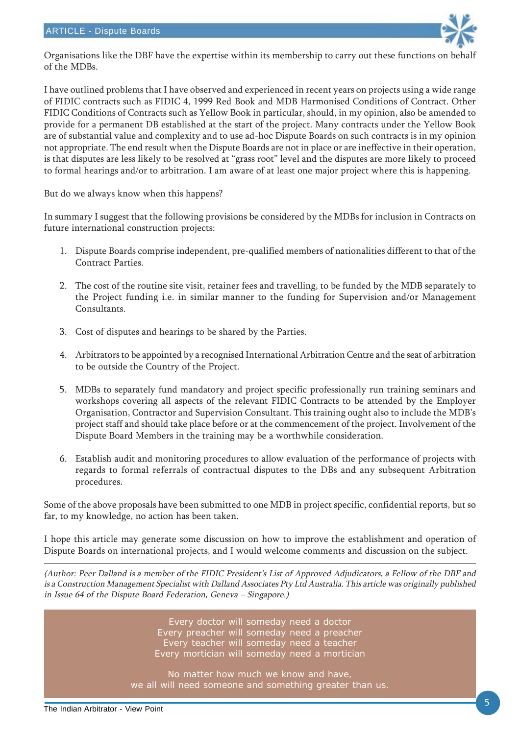Organisations like the DBF have the expertise within its membership to carry out these functions on behalf of the MDBs.

I have outlined problems that I have observed and experienced in recent years on projects using a wide range of FIDIC contracts such as FIDIC 4, 1999 Red Book and MDB Harmonised Conditions of Contract. Other FIDIC Conditions of Contracts such as Yellow Book in particular, should, in my opinion, also be amended to provide for a permanent DB established at the start of the project. Many contracts under the Yellow Book are of substantial value and complexity and to use ad-hoc Dispute Boards on such contracts is in my opinion not appropriate. The end result when the Dispute Boards are not in place or are ineffective in their operation, is that disputes are less likely to be resolved at "grass root" level and the disputes are more likely to proceed to formal hearings and/or to arbitration. I am aware of at least one major project where this is happening.

But do we always know when this happens?

In summary I suggest that the following provisions be considered by the MDBs for inclusion in Contracts on future international construction projects:

1. Dispute Boards comprise independent, pre-qualified members of nationalities different to that of the Contract Parties.

2. The cost of the routine site visit, retainer fees and travelling, to be funded by the MDB separately to the Project funding i.e. in similar manner to the funding for Supervision and/or Management Consultants.

3. Cost of disputes and hearings to be shared by the Parties.

4. Arbitrators to be appointed by a recognised International Arbitration Centre and the seat of arbitration to be outside the Country of the Project.

5. MDBs to separately fund mandatory and project specific professionally run training seminars and workshops covering all aspects of the relevant FIDIC Contracts to be attended by the Employer Organisation, Contractor and Supervision Consultant. This training ought also to include the MDB's project staff and should take place before or at the commencement of the project. Involvement of the Dispute Board Members in the training may be a worthwhile consideration.

6. Establish audit and monitoring procedures to allow evaluation of the performance of projects with regards to formal referrals of contractual disputes to the DBs and any subsequent Arbitration procedures.

Some of the above proposals have been submitted to one MDB in project specific, confidential reports, but so far, to my knowledge, no action has been taken.

I hope this article may generate some discussion on how to improve the establishment and operation of Dispute Boards on international projects, and I would welcome comments and discussion on the subject.

---

*(Author: Peer Dalland is a member of the FIDIC President's List of Approved Adjudicators, a Fellow of the DBF and is a Construction Management Specialist with Dalland Associates Pty Ltd Australia. This article was originally published in Issue 64 of the Dispute Board Federation, Geneva – Singapore.)*

Every doctor will someday need a doctor
Every preacher will someday need a preacher
Every teacher will someday need a teacher
Every mortician will someday need a mortician

No matter how much we know and have,
we all will need someone and something greater than us.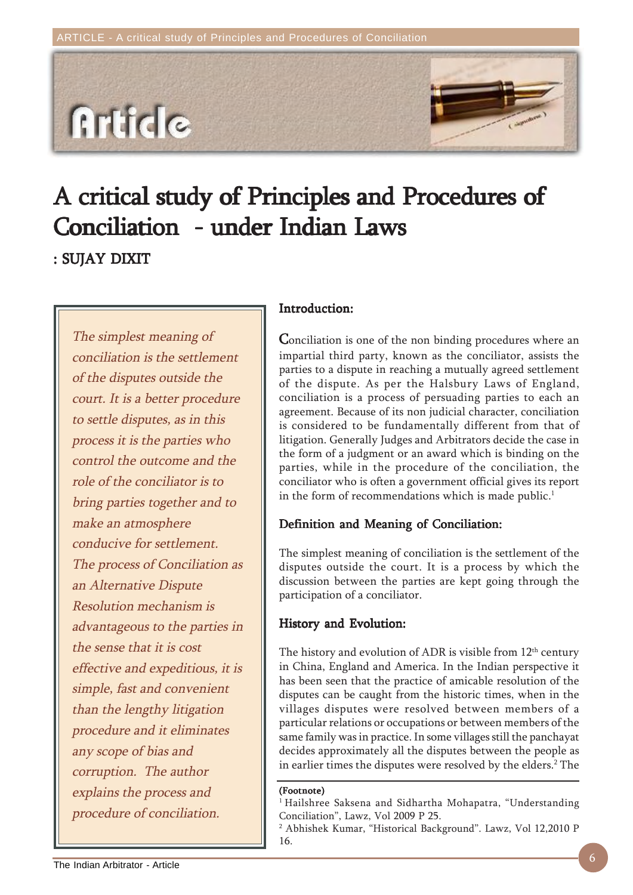# A critical study of Principles and Procedures of Conciliation - under Indian Laws

**: SUJAY DIXIT**

*The simplest meaning of conciliation is the settlement of the disputes outside the court. It is a better procedure to settle disputes, as in this process it is the parties who control the outcome and the role of the conciliator is to bring parties together and to make an atmosphere conducive for settlement. The process of Conciliation as an Alternative Dispute Resolution mechanism is advantageous to the parties in the sense that it is cost effective and expeditious, it is simple, fast and convenient than the lengthy litigation procedure and it eliminates any scope of bias and corruption. The author explains the process and procedure of conciliation.*

## Introduction:

Conciliation is one of the non binding procedures where an impartial third party, known as the conciliator, assists the parties to a dispute in reaching a mutually agreed settlement of the dispute. As per the Halsbury Laws of England, conciliation is a process of persuading parties to each an agreement. Because of its non judicial character, conciliation is considered to be fundamentally different from that of litigation. Generally Judges and Arbitrators decide the case in the form of a judgment or an award which is binding on the parties, while in the procedure of the conciliation, the conciliator who is often a government official gives its report in the form of recommendations which is made public.[1]

## Definition and Meaning of Conciliation:

The simplest meaning of conciliation is the settlement of the disputes outside the court. It is a process by which the discussion between the parties are kept going through the participation of a conciliator.

## History and Evolution:

The history and evolution of ADR is visible from 12th century in China, England and America. In the Indian perspective it has been seen that the practice of amicable resolution of the disputes can be caught from the historic times, when in the villages disputes were resolved between members of a particular relations or occupations or between members of the same family was in practice. In some villages still the panchayat decides approximately all the disputes between the people as in earlier times the disputes were resolved by the elders.[2] The

**(Footnote)**

[1] Hailshree Saksena and Sidhartha Mohapatra, "Understanding Conciliation", Lawz, Vol 2009 P 25.

[2] Abhishek Kumar, "Historical Background". Lawz, Vol 12,2010 P 16.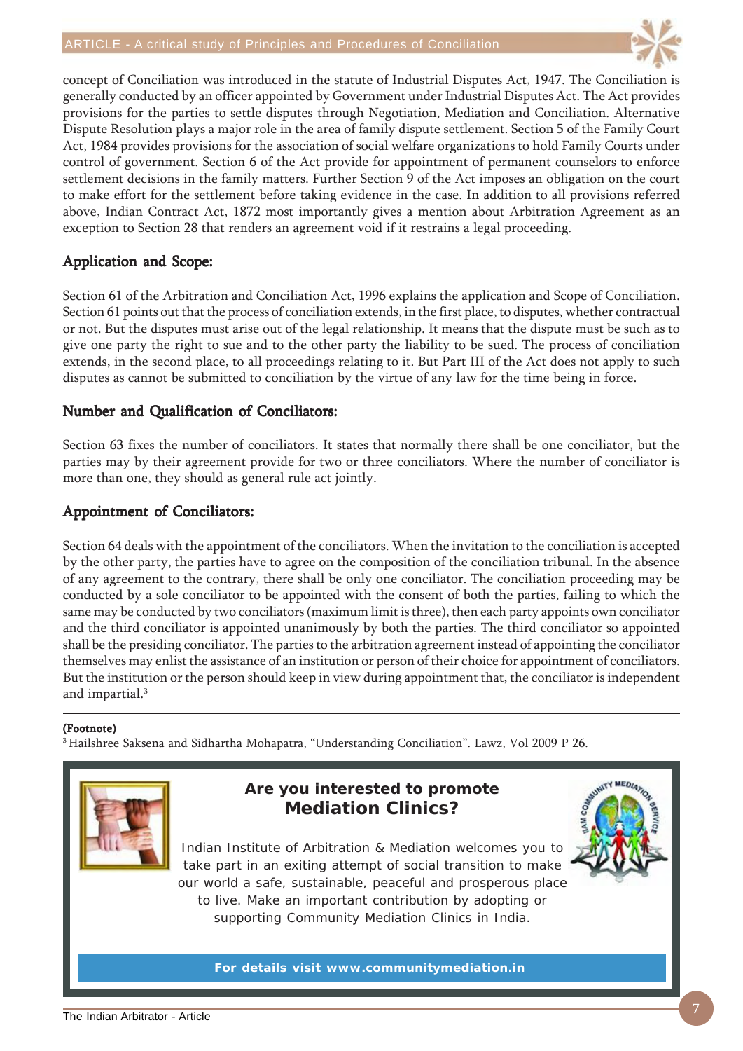concept of Conciliation was introduced in the statute of Industrial Disputes Act, 1947. The Conciliation is generally conducted by an officer appointed by Government under Industrial Disputes Act. The Act provides provisions for the parties to settle disputes through Negotiation, Mediation and Conciliation. Alternative Dispute Resolution plays a major role in the area of family dispute settlement. Section 5 of the Family Court Act, 1984 provides provisions for the association of social welfare organizations to hold Family Courts under control of government. Section 6 of the Act provide for appointment of permanent counselors to enforce settlement decisions in the family matters. Further Section 9 of the Act imposes an obligation on the court to make effort for the settlement before taking evidence in the case. In addition to all provisions referred above, Indian Contract Act, 1872 most importantly gives a mention about Arbitration Agreement as an exception to Section 28 that renders an agreement void if it restrains a legal proceeding.

## Application and Scope:

Section 61 of the Arbitration and Conciliation Act, 1996 explains the application and Scope of Conciliation. Section 61 points out that the process of conciliation extends, in the first place, to disputes, whether contractual or not. But the disputes must arise out of the legal relationship. It means that the dispute must be such as to give one party the right to sue and to the other party the liability to be sued. The process of conciliation extends, in the second place, to all proceedings relating to it. But Part III of the Act does not apply to such disputes as cannot be submitted to conciliation by the virtue of any law for the time being in force.

## Number and Qualification of Conciliators:

Section 63 fixes the number of conciliators. It states that normally there shall be one conciliator, but the parties may by their agreement provide for two or three conciliators. Where the number of conciliator is more than one, they should as general rule act jointly.

## Appointment of Conciliators:

Section 64 deals with the appointment of the conciliators. When the invitation to the conciliation is accepted by the other party, the parties have to agree on the composition of the conciliation tribunal. In the absence of any agreement to the contrary, there shall be only one conciliator. The conciliation proceeding may be conducted by a sole conciliator to be appointed with the consent of both the parties, failing to which the same may be conducted by two conciliators (maximum limit is three), then each party appoints own conciliator and the third conciliator is appointed unanimously by both the parties. The third conciliator so appointed shall be the presiding conciliator. The parties to the arbitration agreement instead of appointing the conciliator themselves may enlist the assistance of an institution or person of their choice for appointment of conciliators. But the institution or the person should keep in view during appointment that, the conciliator is independent and impartial.[3]

**(Footnote)**

[3] Hailshree Saksena and Sidhartha Mohapatra, "Understanding Conciliation". Lawz, Vol 2009 P 26.

---

**Are you interested to promote**
**Mediation Clinics?**

Indian Institute of Arbitration & Mediation welcomes you to take part in an exiting attempt of social transition to make our world a safe, sustainable, peaceful and prosperous place to live. Make an important contribution by adopting or supporting Community Mediation Clinics in India.

**For details visit www.communitymediation.in**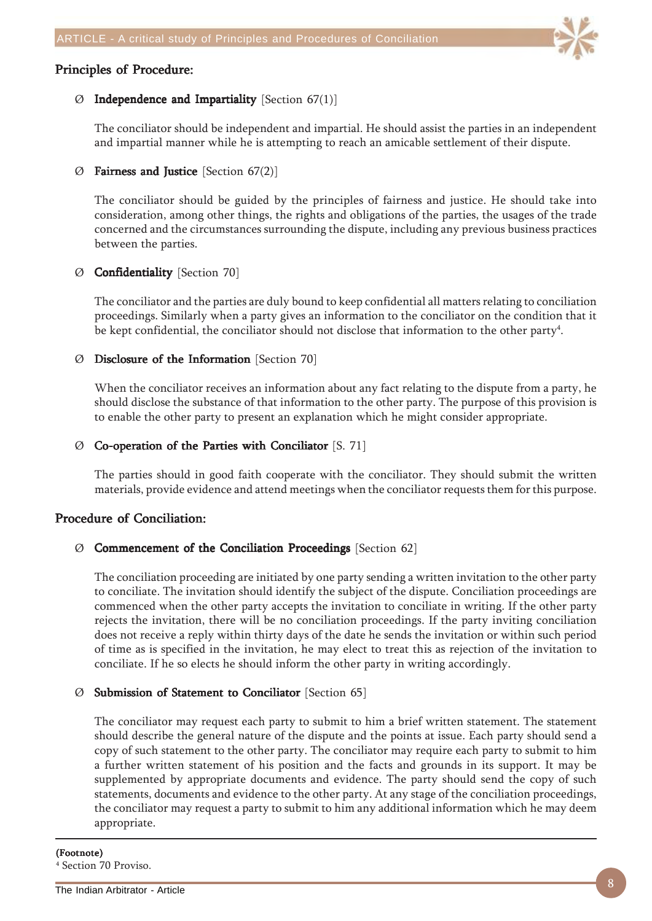## Principles of Procedure:

- Ø **Independence and Impartiality** [Section 67(1)]

  The conciliator should be independent and impartial. He should assist the parties in an independent and impartial manner while he is attempting to reach an amicable settlement of their dispute.

- Ø **Fairness and Justice** [Section 67(2)]

  The conciliator should be guided by the principles of fairness and justice. He should take into consideration, among other things, the rights and obligations of the parties, the usages of the trade concerned and the circumstances surrounding the dispute, including any previous business practices between the parties.

- Ø **Confidentiality** [Section 70]

  The conciliator and the parties are duly bound to keep confidential all matters relating to conciliation proceedings. Similarly when a party gives an information to the conciliator on the condition that it be kept confidential, the conciliator should not disclose that information to the other party[4].

- Ø **Disclosure of the Information** [Section 70]

  When the conciliator receives an information about any fact relating to the dispute from a party, he should disclose the substance of that information to the other party. The purpose of this provision is to enable the other party to present an explanation which he might consider appropriate.

- Ø **Co-operation of the Parties with Conciliator** [S. 71]

  The parties should in good faith cooperate with the conciliator. They should submit the written materials, provide evidence and attend meetings when the conciliator requests them for this purpose.

## Procedure of Conciliation:

- Ø **Commencement of the Conciliation Proceedings** [Section 62]

  The conciliation proceeding are initiated by one party sending a written invitation to the other party to conciliate. The invitation should identify the subject of the dispute. Conciliation proceedings are commenced when the other party accepts the invitation to conciliate in writing. If the other party rejects the invitation, there will be no conciliation proceedings. If the party inviting conciliation does not receive a reply within thirty days of the date he sends the invitation or within such period of time as is specified in the invitation, he may elect to treat this as rejection of the invitation to conciliate. If he so elects he should inform the other party in writing accordingly.

- Ø **Submission of Statement to Conciliator** [Section 65]

  The conciliator may request each party to submit to him a brief written statement. The statement should describe the general nature of the dispute and the points at issue. Each party should send a copy of such statement to the other party. The conciliator may require each party to submit to him a further written statement of his position and the facts and grounds in its support. It may be supplemented by appropriate documents and evidence. The party should send the copy of such statements, documents and evidence to the other party. At any stage of the conciliation proceedings, the conciliator may request a party to submit to him any additional information which he may deem appropriate.

---

**(Footnote)**

[4] Section 70 Proviso.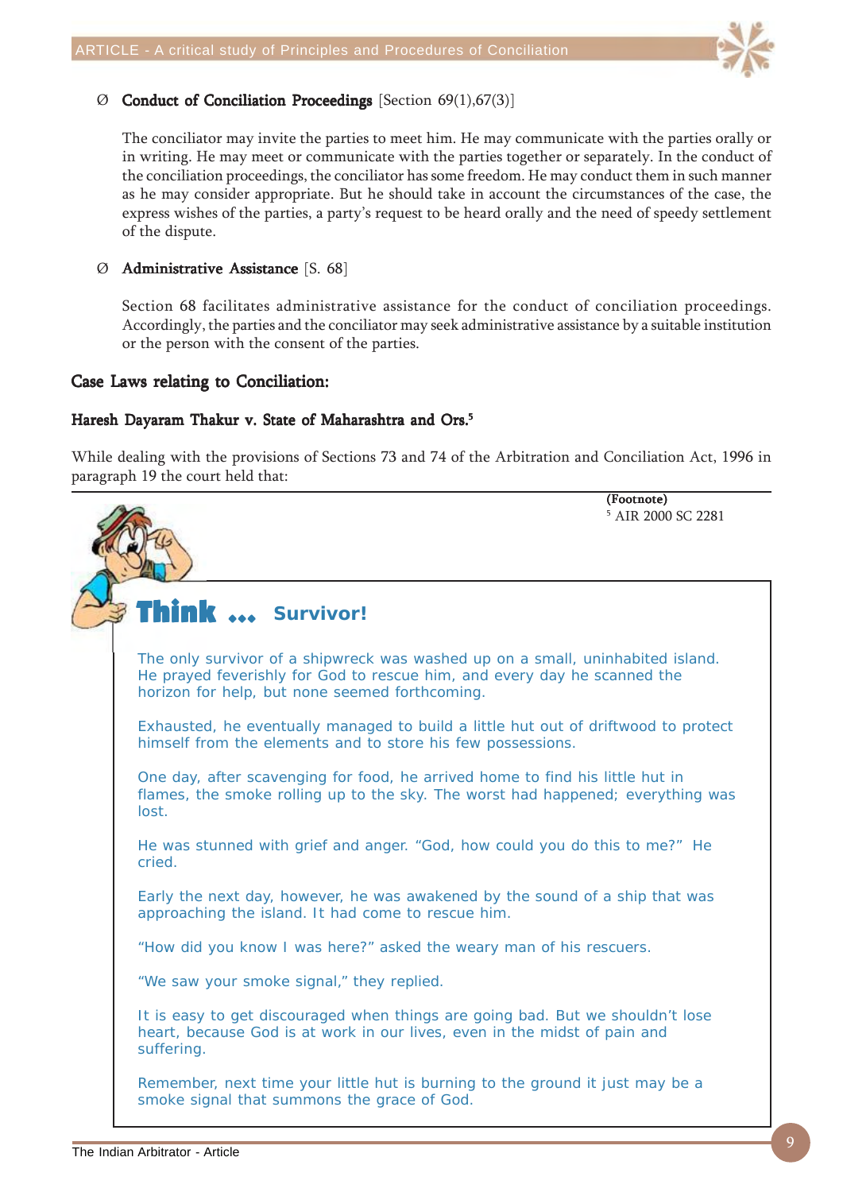- **Conduct of Conciliation Proceedings** [Section 69(1),67(3)]

  The conciliator may invite the parties to meet him. He may communicate with the parties orally or in writing. He may meet or communicate with the parties together or separately. In the conduct of the conciliation proceedings, the conciliator has some freedom. He may conduct them in such manner as he may consider appropriate. But he should take in account the circumstances of the case, the express wishes of the parties, a party's request to be heard orally and the need of speedy settlement of the dispute.

- **Administrative Assistance** [S. 68]

  Section 68 facilitates administrative assistance for the conduct of conciliation proceedings. Accordingly, the parties and the conciliator may seek administrative assistance by a suitable institution or the person with the consent of the parties.

## Case Laws relating to Conciliation:

### Haresh Dayaram Thakur v. State of Maharashtra and Ors.[5]

While dealing with the provisions of Sections 73 and 74 of the Arbitration and Conciliation Act, 1996 in paragraph 19 the court held that:

**(Footnote)**
[5] AIR 2000 SC 2281

---

## Think ... Survivor!

The only survivor of a shipwreck was washed up on a small, uninhabited island. He prayed feverishly for God to rescue him, and every day he scanned the horizon for help, but none seemed forthcoming.

Exhausted, he eventually managed to build a little hut out of driftwood to protect himself from the elements and to store his few possessions.

One day, after scavenging for food, he arrived home to find his little hut in flames, the smoke rolling up to the sky. The worst had happened; everything was lost.

He was stunned with grief and anger. "God, how could you do this to me?" He cried.

Early the next day, however, he was awakened by the sound of a ship that was approaching the island. It had come to rescue him.

"How did you know I was here?" asked the weary man of his rescuers.

"We saw your smoke signal," they replied.

It is easy to get discouraged when things are going bad. But we shouldn't lose heart, because God is at work in our lives, even in the midst of pain and suffering.

Remember, next time your little hut is burning to the ground it just may be a smoke signal that summons the grace of God.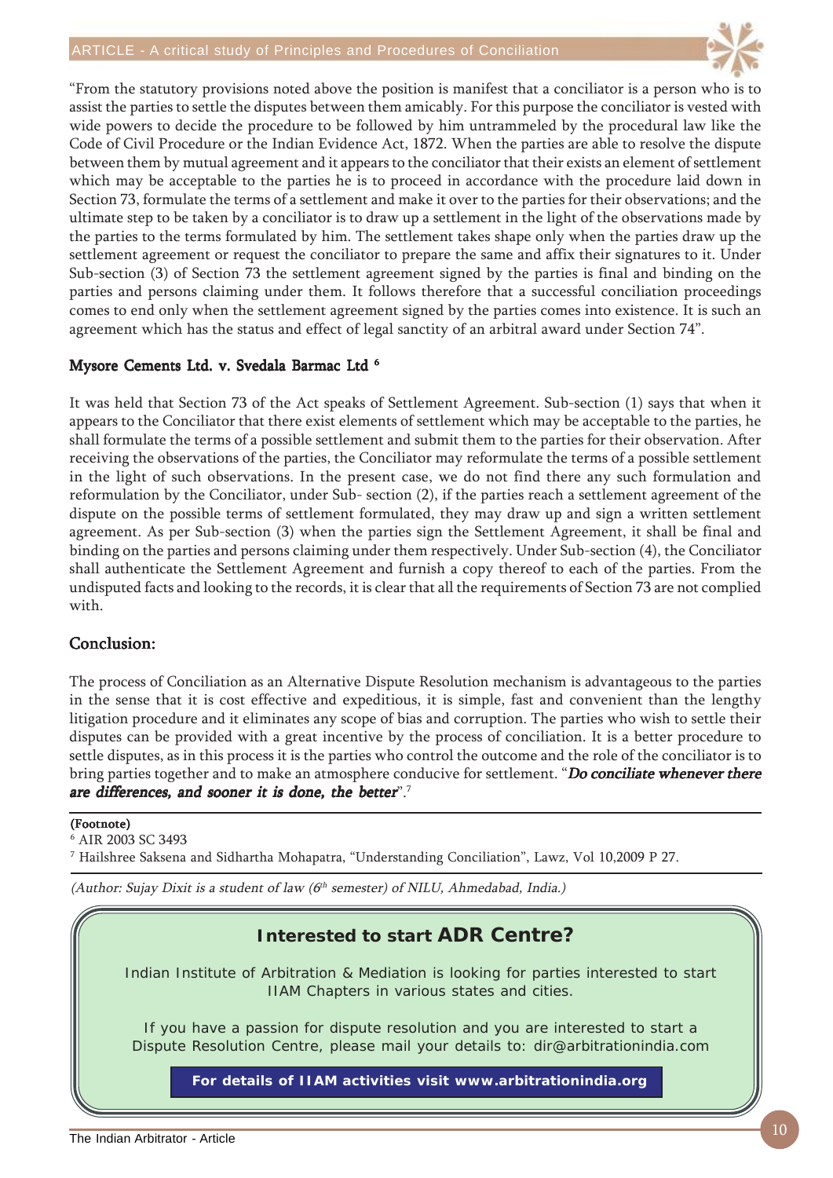"From the statutory provisions noted above the position is manifest that a conciliator is a person who is to assist the parties to settle the disputes between them amicably. For this purpose the conciliator is vested with wide powers to decide the procedure to be followed by him untrammeled by the procedural law like the Code of Civil Procedure or the Indian Evidence Act, 1872. When the parties are able to resolve the dispute between them by mutual agreement and it appears to the conciliator that their exists an element of settlement which may be acceptable to the parties he is to proceed in accordance with the procedure laid down in Section 73, formulate the terms of a settlement and make it over to the parties for their observations; and the ultimate step to be taken by a conciliator is to draw up a settlement in the light of the observations made by the parties to the terms formulated by him. The settlement takes shape only when the parties draw up the settlement agreement or request the conciliator to prepare the same and affix their signatures to it. Under Sub-section (3) of Section 73 the settlement agreement signed by the parties is final and binding on the parties and persons claiming under them. It follows therefore that a successful conciliation proceedings comes to end only when the settlement agreement signed by the parties comes into existence. It is such an agreement which has the status and effect of legal sanctity of an arbitral award under Section 74".

**Mysore Cements Ltd. v. Svedala Barmac Ltd** [6]

It was held that Section 73 of the Act speaks of Settlement Agreement. Sub-section (1) says that when it appears to the Conciliator that there exist elements of settlement which may be acceptable to the parties, he shall formulate the terms of a possible settlement and submit them to the parties for their observation. After receiving the observations of the parties, the Conciliator may reformulate the terms of a possible settlement in the light of such observations. In the present case, we do not find there any such formulation and reformulation by the Conciliator, under Sub- section (2), if the parties reach a settlement agreement of the dispute on the possible terms of settlement formulated, they may draw up and sign a written settlement agreement. As per Sub-section (3) when the parties sign the Settlement Agreement, it shall be final and binding on the parties and persons claiming under them respectively. Under Sub-section (4), the Conciliator shall authenticate the Settlement Agreement and furnish a copy thereof to each of the parties. From the undisputed facts and looking to the records, it is clear that all the requirements of Section 73 are not complied with.

## Conclusion:

The process of Conciliation as an Alternative Dispute Resolution mechanism is advantageous to the parties in the sense that it is cost effective and expeditious, it is simple, fast and convenient than the lengthy litigation procedure and it eliminates any scope of bias and corruption. The parties who wish to settle their disputes can be provided with a great incentive by the process of conciliation. It is a better procedure to settle disputes, as in this process it is the parties who control the outcome and the role of the conciliator is to bring parties together and to make an atmosphere conducive for settlement. "***Do conciliate whenever there are differences, and sooner it is done, the better***".[7]

**(Footnote)**

[6] AIR 2003 SC 3493

[7] Hailshree Saksena and Sidhartha Mohapatra, "Understanding Conciliation", Lawz, Vol 10,2009 P 27.

*(Author: Sujay Dixit is a student of law (6th semester) of NILU, Ahmedabad, India.)*

**Interested to start ADR Centre?**

Indian Institute of Arbitration & Mediation is looking for parties interested to start IIAM Chapters in various states and cities.

If you have a passion for dispute resolution and you are interested to start a Dispute Resolution Centre, please mail your details to: dir@arbitrationindia.com

**For details of IIAM activities visit www.arbitrationindia.org**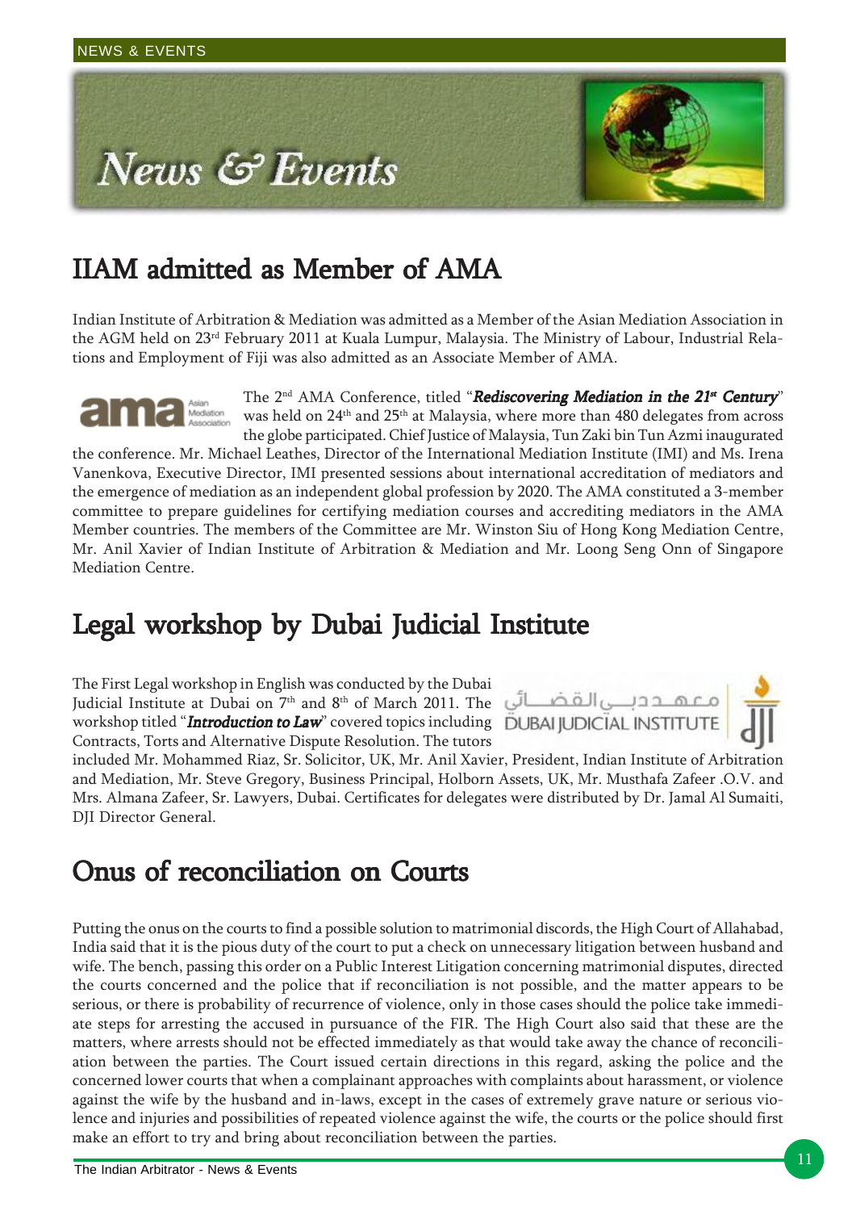# News & Events

## IIAM admitted as Member of AMA

Indian Institute of Arbitration & Mediation was admitted as a Member of the Asian Mediation Association in the AGM held on 23rd February 2011 at Kuala Lumpur, Malaysia. The Ministry of Labour, Industrial Relations and Employment of Fiji was also admitted as an Associate Member of AMA.

The 2nd AMA Conference, titled "***Rediscovering Mediation in the 21st Century***" was held on 24th and 25th at Malaysia, where more than 480 delegates from across the globe participated. Chief Justice of Malaysia, Tun Zaki bin Tun Azmi inaugurated the conference. Mr. Michael Leathes, Director of the International Mediation Institute (IMI) and Ms. Irena Vanenkova, Executive Director, IMI presented sessions about international accreditation of mediators and the emergence of mediation as an independent global profession by 2020. The AMA constituted a 3-member committee to prepare guidelines for certifying mediation courses and accrediting mediators in the AMA Member countries. The members of the Committee are Mr. Winston Siu of Hong Kong Mediation Centre, Mr. Anil Xavier of Indian Institute of Arbitration & Mediation and Mr. Loong Seng Onn of Singapore Mediation Centre.

## Legal workshop by Dubai Judicial Institute

The First Legal workshop in English was conducted by the Dubai Judicial Institute at Dubai on 7th and 8th of March 2011. The workshop titled "***Introduction to Law***" covered topics including Contracts, Torts and Alternative Dispute Resolution. The tutors included Mr. Mohammed Riaz, Sr. Solicitor, UK, Mr. Anil Xavier, President, Indian Institute of Arbitration and Mediation, Mr. Steve Gregory, Business Principal, Holborn Assets, UK, Mr. Musthafa Zafeer .O.V. and Mrs. Almana Zafeer, Sr. Lawyers, Dubai. Certificates for delegates were distributed by Dr. Jamal Al Sumaiti, DJI Director General.

## Onus of reconciliation on Courts

Putting the onus on the courts to find a possible solution to matrimonial discords, the High Court of Allahabad, India said that it is the pious duty of the court to put a check on unnecessary litigation between husband and wife. The bench, passing this order on a Public Interest Litigation concerning matrimonial disputes, directed the courts concerned and the police that if reconciliation is not possible, and the matter appears to be serious, or there is probability of recurrence of violence, only in those cases should the police take immediate steps for arresting the accused in pursuance of the FIR. The High Court also said that these are the matters, where arrests should not be effected immediately as that would take away the chance of reconciliation between the parties. The Court issued certain directions in this regard, asking the police and the concerned lower courts that when a complainant approaches with complaints about harassment, or violence against the wife by the husband and in-laws, except in the cases of extremely grave nature or serious violence and injuries and possibilities of repeated violence against the wife, the courts or the police should first make an effort to try and bring about reconciliation between the parties.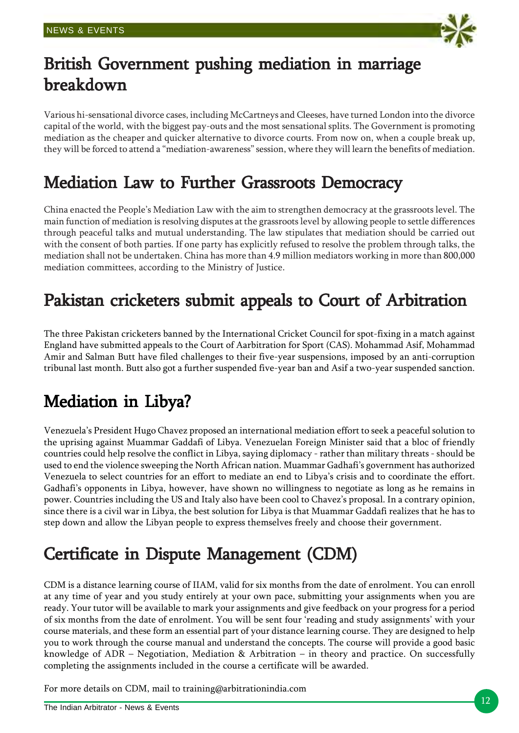## British Government pushing mediation in marriage breakdown

Various hi-sensational divorce cases, including McCartneys and Cleeses, have turned London into the divorce capital of the world, with the biggest pay-outs and the most sensational splits. The Government is promoting mediation as the cheaper and quicker alternative to divorce courts. From now on, when a couple break up, they will be forced to attend a "mediation-awareness" session, where they will learn the benefits of mediation.

## Mediation Law to Further Grassroots Democracy

China enacted the People's Mediation Law with the aim to strengthen democracy at the grassroots level. The main function of mediation is resolving disputes at the grassroots level by allowing people to settle differences through peaceful talks and mutual understanding. The law stipulates that mediation should be carried out with the consent of both parties. If one party has explicitly refused to resolve the problem through talks, the mediation shall not be undertaken. China has more than 4.9 million mediators working in more than 800,000 mediation committees, according to the Ministry of Justice.

## Pakistan cricketers submit appeals to Court of Arbitration

The three Pakistan cricketers banned by the International Cricket Council for spot-fixing in a match against England have submitted appeals to the Court of Aarbitration for Sport (CAS). Mohammad Asif, Mohammad Amir and Salman Butt have filed challenges to their five-year suspensions, imposed by an anti-corruption tribunal last month. Butt also got a further suspended five-year ban and Asif a two-year suspended sanction.

## Mediation in Libya?

Venezuela's President Hugo Chavez proposed an international mediation effort to seek a peaceful solution to the uprising against Muammar Gaddafi of Libya. Venezuelan Foreign Minister said that a bloc of friendly countries could help resolve the conflict in Libya, saying diplomacy - rather than military threats - should be used to end the violence sweeping the North African nation. Muammar Gadhafi's government has authorized Venezuela to select countries for an effort to mediate an end to Libya's crisis and to coordinate the effort. Gadhafi's opponents in Libya, however, have shown no willingness to negotiate as long as he remains in power. Countries including the US and Italy also have been cool to Chavez's proposal. In a contrary opinion, since there is a civil war in Libya, the best solution for Libya is that Muammar Gaddafi realizes that he has to step down and allow the Libyan people to express themselves freely and choose their government.

## Certificate in Dispute Management (CDM)

CDM is a distance learning course of IIAM, valid for six months from the date of enrolment. You can enroll at any time of year and you study entirely at your own pace, submitting your assignments when you are ready. Your tutor will be available to mark your assignments and give feedback on your progress for a period of six months from the date of enrolment. You will be sent four 'reading and study assignments' with your course materials, and these form an essential part of your distance learning course. They are designed to help you to work through the course manual and understand the concepts. The course will provide a good basic knowledge of ADR – Negotiation, Mediation & Arbitration – in theory and practice. On successfully completing the assignments included in the course a certificate will be awarded.

For more details on CDM, mail to training@arbitrationindia.com